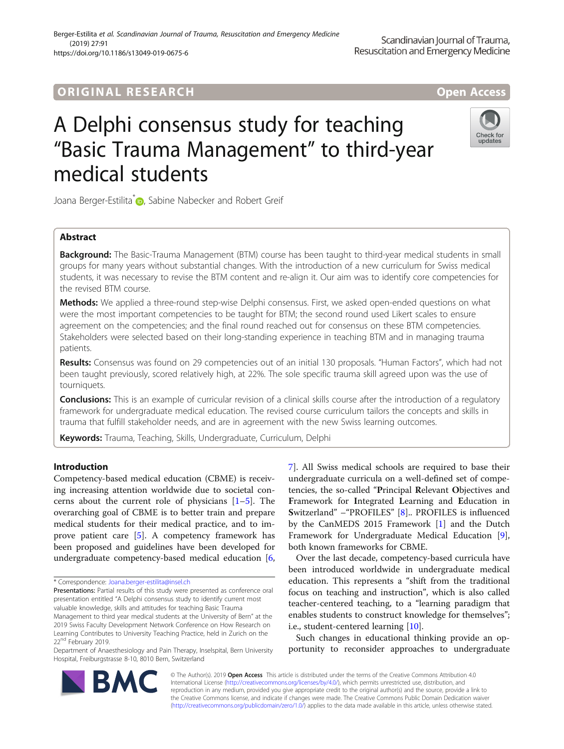ORIGINAL RESEARCH

Open Access

# A Delphi consensus study for teaching "Basic Trauma Management" to third-year medical students

Joana Berger-Estilita*, Sabine Nabecker and Robert Greif

## Abstract

**Background:** The Basic-Trauma Management (BTM) course has been taught to third-year medical students in small groups for many years without substantial changes. With the introduction of a new curriculum for Swiss medical students, it was necessary to revise the BTM content and re-align it. Our aim was to identify core competencies for the revised BTM course.

**Methods:** We applied a three-round step-wise Delphi consensus. First, we asked open-ended questions on what were the most important competencies to be taught for BTM; the second round used Likert scales to ensure agreement on the competencies; and the final round reached out for consensus on these BTM competencies. Stakeholders were selected based on their long-standing experience in teaching BTM and in managing trauma patients.

**Results:** Consensus was found on 29 competencies out of an initial 130 proposals. "Human Factors", which had not been taught previously, scored relatively high, at 22%. The sole specific trauma skill agreed upon was the use of tourniquets.

**Conclusions:** This is an example of curricular revision of a clinical skills course after the introduction of a regulatory framework for undergraduate medical education. The revised course curriculum tailors the concepts and skills in trauma that fulfill stakeholder needs, and are in agreement with the new Swiss learning outcomes.

**Keywords:** Trauma, Teaching, Skills, Undergraduate, Curriculum, Delphi

## Introduction

Competency-based medical education (CBME) is receiving increasing attention worldwide due to societal concerns about the current role of physicians [1–5]. The overarching goal of CBME is to better train and prepare medical students for their medical practice, and to improve patient care [5]. A competency framework has been proposed and guidelines have been developed for undergraduate competency-based medical education [6, 7]. All Swiss medical schools are required to base their undergraduate curricula on a well-defined set of competencies, the so-called "**P**rincipal **R**elevant **O**bjectives and **F**ramework for **I**ntegrated **L**earning and **E**ducation in **S**witzerland" –"PROFILES" [8].. PROFILES is influenced by the CanMEDS 2015 Framework [1] and the Dutch Framework for Undergraduate Medical Education [9], both known frameworks for CBME.

Over the last decade, competency-based curricula have been introduced worldwide in undergraduate medical education. This represents a "shift from the traditional focus on teaching and instruction", which is also called teacher-centered teaching, to a "learning paradigm that enables students to construct knowledge for themselves"; i.e., student-centered learning [10].

Such changes in educational thinking provide an opportunity to reconsider approaches to undergraduate

\* Correspondence: Joana.berger-estilita@insel.ch

Presentations: Partial results of this study were presented as conference oral presentation entitled "A Delphi consensus study to identify current most valuable knowledge, skills and attitudes for teaching Basic Trauma Management to third year medical students at the University of Bern" at the 2019 Swiss Faculty Development Network Conference on How Research on Learning Contributes to University Teaching Practice, held in Zurich on the 22nd February 2019.

Department of Anaesthesiology and Pain Therapy, Inselspital, Bern University Hospital, Freiburgstrasse 8-10, 8010 Bern, Switzerland

© The Author(s). 2019 **Open Access** This article is distributed under the terms of the Creative Commons Attribution 4.0 International License (http://creativecommons.org/licenses/by/4.0/), which permits unrestricted use, distribution, and reproduction in any medium, provided you give appropriate credit to the original author(s) and the source, provide a link to the Creative Commons license, and indicate if changes were made. The Creative Commons Public Domain Dedication waiver (http://creativecommons.org/publicdomain/zero/1.0/) applies to the data made available in this article, unless otherwise stated.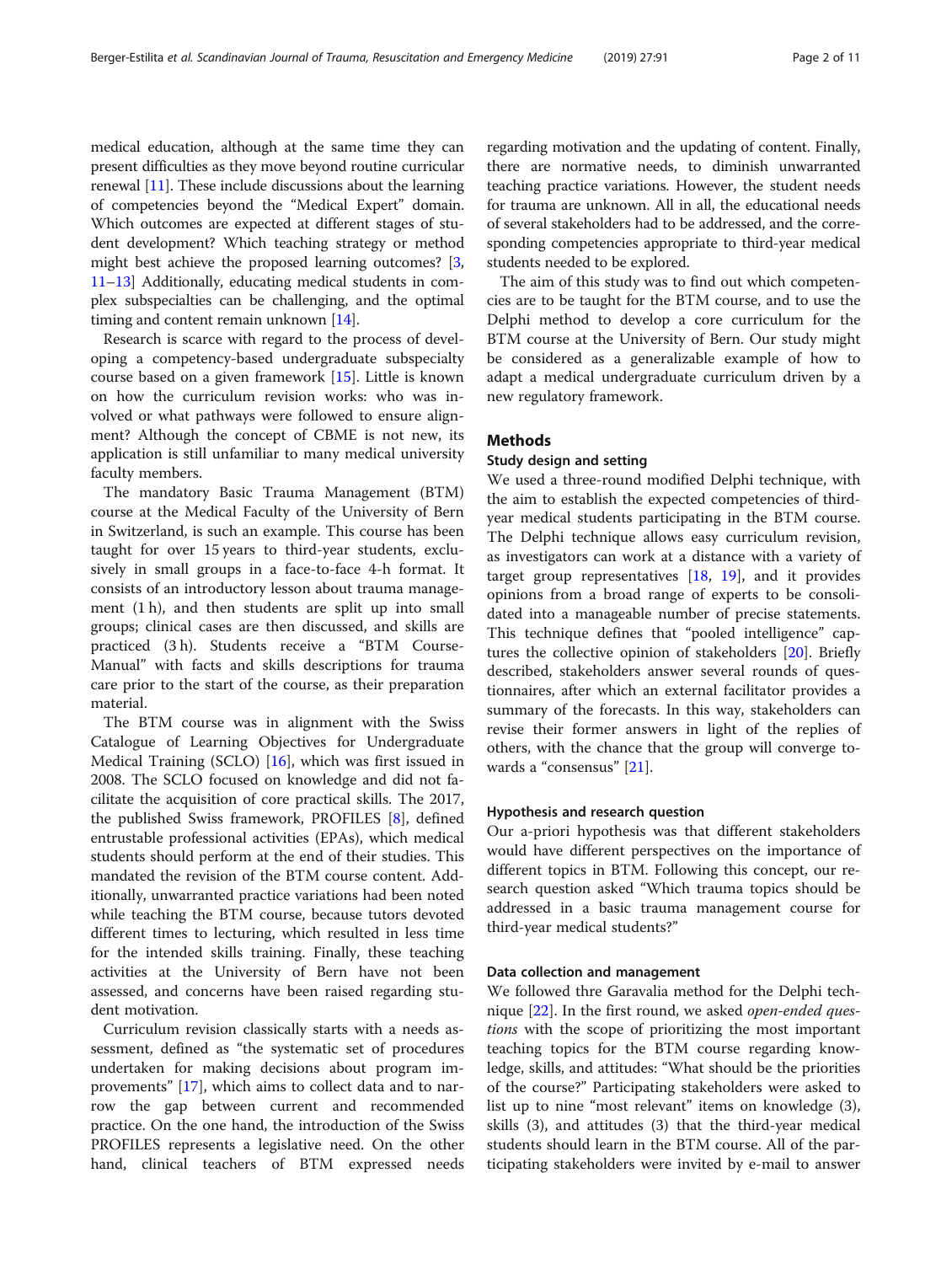medical education, although at the same time they can present difficulties as they move beyond routine curricular renewal [11]. These include discussions about the learning of competencies beyond the "Medical Expert" domain. Which outcomes are expected at different stages of student development? Which teaching strategy or method might best achieve the proposed learning outcomes? [3, 11–13] Additionally, educating medical students in complex subspecialties can be challenging, and the optimal timing and content remain unknown [14].

Research is scarce with regard to the process of developing a competency-based undergraduate subspecialty course based on a given framework [15]. Little is known on how the curriculum revision works: who was involved or what pathways were followed to ensure alignment? Although the concept of CBME is not new, its application is still unfamiliar to many medical university faculty members.

The mandatory Basic Trauma Management (BTM) course at the Medical Faculty of the University of Bern in Switzerland, is such an example. This course has been taught for over 15 years to third-year students, exclusively in small groups in a face-to-face 4-h format. It consists of an introductory lesson about trauma management (1 h), and then students are split up into small groups; clinical cases are then discussed, and skills are practiced (3 h). Students receive a "BTM Course-Manual" with facts and skills descriptions for trauma care prior to the start of the course, as their preparation material.

The BTM course was in alignment with the Swiss Catalogue of Learning Objectives for Undergraduate Medical Training (SCLO) [16], which was first issued in 2008. The SCLO focused on knowledge and did not facilitate the acquisition of core practical skills. The 2017, the published Swiss framework, PROFILES [8], defined entrustable professional activities (EPAs), which medical students should perform at the end of their studies. This mandated the revision of the BTM course content. Additionally, unwarranted practice variations had been noted while teaching the BTM course, because tutors devoted different times to lecturing, which resulted in less time for the intended skills training. Finally, these teaching activities at the University of Bern have not been assessed, and concerns have been raised regarding student motivation.

Curriculum revision classically starts with a needs assessment, defined as "the systematic set of procedures undertaken for making decisions about program improvements" [17], which aims to collect data and to narrow the gap between current and recommended practice. On the one hand, the introduction of the Swiss PROFILES represents a legislative need. On the other hand, clinical teachers of BTM expressed needs regarding motivation and the updating of content. Finally, there are normative needs, to diminish unwarranted teaching practice variations. However, the student needs for trauma are unknown. All in all, the educational needs of several stakeholders had to be addressed, and the corresponding competencies appropriate to third-year medical students needed to be explored.

The aim of this study was to find out which competencies are to be taught for the BTM course, and to use the Delphi method to develop a core curriculum for the BTM course at the University of Bern. Our study might be considered as a generalizable example of how to adapt a medical undergraduate curriculum driven by a new regulatory framework.

## Methods

### Study design and setting

We used a three-round modified Delphi technique, with the aim to establish the expected competencies of third-year medical students participating in the BTM course. The Delphi technique allows easy curriculum revision, as investigators can work at a distance with a variety of target group representatives [18, 19], and it provides opinions from a broad range of experts to be consolidated into a manageable number of precise statements. This technique defines that "pooled intelligence" captures the collective opinion of stakeholders [20]. Briefly described, stakeholders answer several rounds of questionnaires, after which an external facilitator provides a summary of the forecasts. In this way, stakeholders can revise their former answers in light of the replies of others, with the chance that the group will converge towards a "consensus" [21].

### Hypothesis and research question

Our a-priori hypothesis was that different stakeholders would have different perspectives on the importance of different topics in BTM. Following this concept, our research question asked "Which trauma topics should be addressed in a basic trauma management course for third-year medical students?"

### Data collection and management

We followed thre Garavalia method for the Delphi technique [22]. In the first round, we asked *open-ended questions* with the scope of prioritizing the most important teaching topics for the BTM course regarding knowledge, skills, and attitudes: "What should be the priorities of the course?" Participating stakeholders were asked to list up to nine "most relevant" items on knowledge (3), skills (3), and attitudes (3) that the third-year medical students should learn in the BTM course. All of the participating stakeholders were invited by e-mail to answer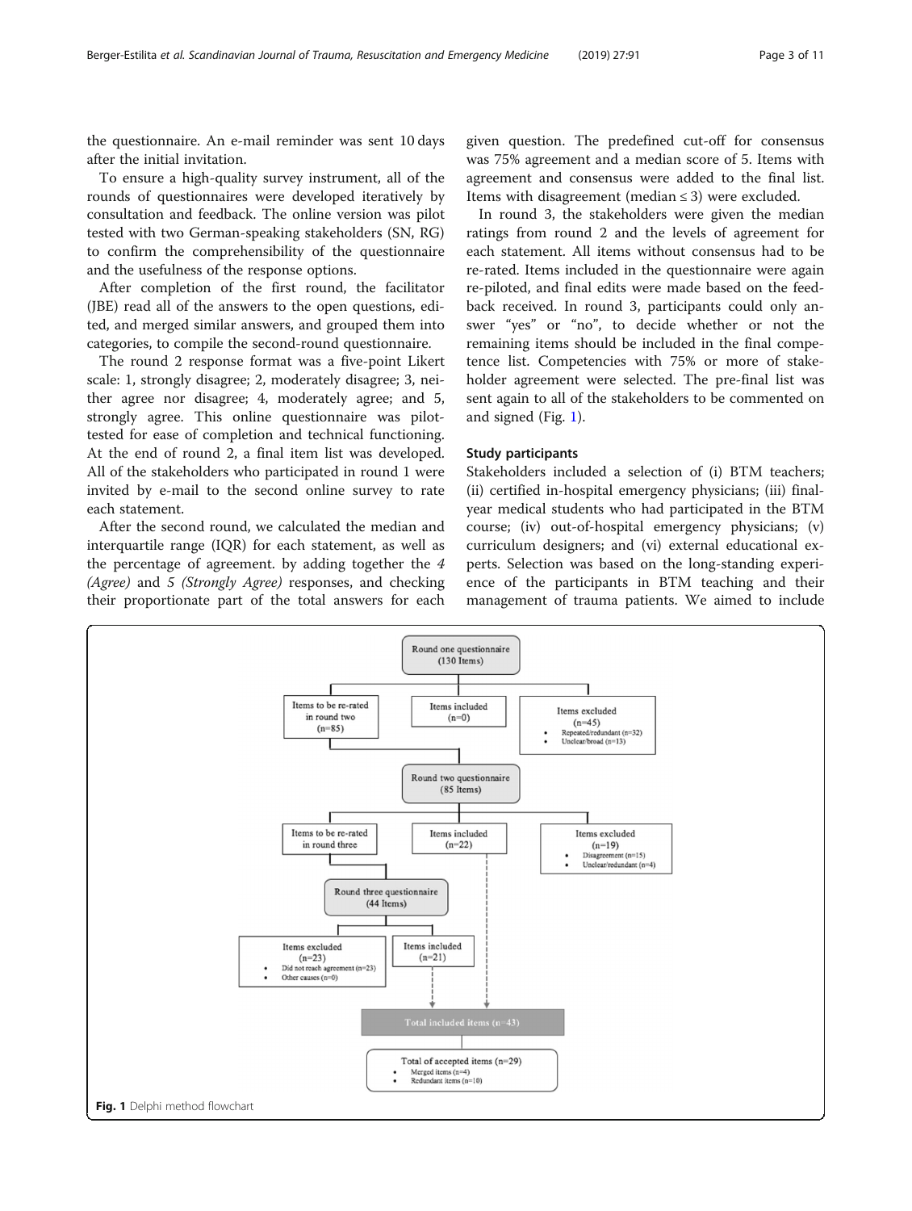the questionnaire. An e-mail reminder was sent 10 days after the initial invitation.

To ensure a high-quality survey instrument, all of the rounds of questionnaires were developed iteratively by consultation and feedback. The online version was pilot tested with two German-speaking stakeholders (SN, RG) to confirm the comprehensibility of the questionnaire and the usefulness of the response options.

After completion of the first round, the facilitator (JBE) read all of the answers to the open questions, edited, and merged similar answers, and grouped them into categories, to compile the second-round questionnaire.

The round 2 response format was a five-point Likert scale: 1, strongly disagree; 2, moderately disagree; 3, neither agree nor disagree; 4, moderately agree; and 5, strongly agree. This online questionnaire was pilot-tested for ease of completion and technical functioning. At the end of round 2, a final item list was developed. All of the stakeholders who participated in round 1 were invited by e-mail to the second online survey to rate each statement.

After the second round, we calculated the median and interquartile range (IQR) for each statement, as well as the percentage of agreement. by adding together the *4 (Agree)* and *5 (Strongly Agree)* responses, and checking their proportionate part of the total answers for each given question. The predefined cut-off for consensus was 75% agreement and a median score of 5. Items with agreement and consensus were added to the final list. Items with disagreement (median ≤ 3) were excluded.

In round 3, the stakeholders were given the median ratings from round 2 and the levels of agreement for each statement. All items without consensus had to be re-rated. Items included in the questionnaire were again re-piloted, and final edits were made based on the feedback received. In round 3, participants could only answer "yes" or "no", to decide whether or not the remaining items should be included in the final competence list. Competencies with 75% or more of stakeholder agreement were selected. The pre-final list was sent again to all of the stakeholders to be commented on and signed (Fig. 1).

## Study participants

Stakeholders included a selection of (i) BTM teachers; (ii) certified in-hospital emergency physicians; (iii) final-year medical students who had participated in the BTM course; (iv) out-of-hospital emergency physicians; (v) curriculum designers; and (vi) external educational experts. Selection was based on the long-standing experience of the participants in BTM teaching and their management of trauma patients. We aimed to include

Round one questionnaire (130 Items)
- Items to be re-rated in round two (n=85)
- Items included (n=0)
- Items excluded (n=45)
  - Repeated/redundant (n=32)
  - Unclear/broad (n=13)

Round two questionnaire (85 Items)
- Items to be re-rated in round three
- Items included (n=22)
- Items excluded (n=19)
  - Disagreement (n=15)
  - Unclear/redundant (n=4)

Round three questionnaire (44 Items)
- Items excluded (n=23)
  - Did not reach agreement (n=23)
  - Other causes (n=0)
- Items included (n=21)

Total included items (n=43)

Total of accepted items (n=29)
- Merged items (n=4)
- Redundant items (n=10)

**Fig. 1** Delphi method flowchart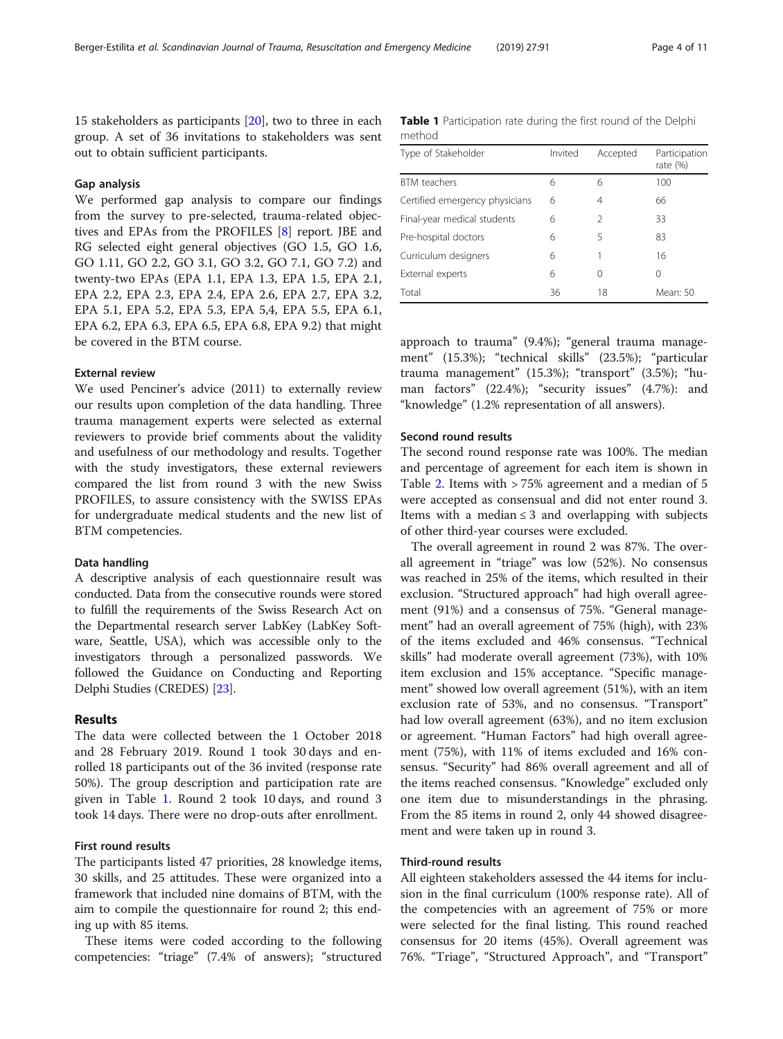15 stakeholders as participants [20], two to three in each group. A set of 36 invitations to stakeholders was sent out to obtain sufficient participants.

### Gap analysis

We performed gap analysis to compare our findings from the survey to pre-selected, trauma-related objectives and EPAs from the PROFILES [8] report. JBE and RG selected eight general objectives (GO 1.5, GO 1.6, GO 1.11, GO 2.2, GO 3.1, GO 3.2, GO 7.1, GO 7.2) and twenty-two EPAs (EPA 1.1, EPA 1.3, EPA 1.5, EPA 2.1, EPA 2.2, EPA 2.3, EPA 2.4, EPA 2.6, EPA 2.7, EPA 3.2, EPA 5.1, EPA 5.2, EPA 5.3, EPA 5,4, EPA 5.5, EPA 6.1, EPA 6.2, EPA 6.3, EPA 6.5, EPA 6.8, EPA 9.2) that might be covered in the BTM course.

### External review

We used Penciner's advice (2011) to externally review our results upon completion of the data handling. Three trauma management experts were selected as external reviewers to provide brief comments about the validity and usefulness of our methodology and results. Together with the study investigators, these external reviewers compared the list from round 3 with the new Swiss PROFILES, to assure consistency with the SWISS EPAs for undergraduate medical students and the new list of BTM competencies.

### Data handling

A descriptive analysis of each questionnaire result was conducted. Data from the consecutive rounds were stored to fulfill the requirements of the Swiss Research Act on the Departmental research server LabKey (LabKey Software, Seattle, USA), which was accessible only to the investigators through a personalized passwords. We followed the Guidance on Conducting and Reporting Delphi Studies (CREDES) [23].

## Results

The data were collected between the 1 October 2018 and 28 February 2019. Round 1 took 30 days and enrolled 18 participants out of the 36 invited (response rate 50%). The group description and participation rate are given in Table 1. Round 2 took 10 days, and round 3 took 14 days. There were no drop-outs after enrollment.

### First round results

The participants listed 47 priorities, 28 knowledge items, 30 skills, and 25 attitudes. These were organized into a framework that included nine domains of BTM, with the aim to compile the questionnaire for round 2; this ending up with 85 items.

These items were coded according to the following competencies: "triage" (7.4% of answers); "structured approach to trauma" (9.4%); "general trauma management" (15.3%); "technical skills" (23.5%); "particular trauma management" (15.3%); "transport" (3.5%); "human factors" (22.4%); "security issues" (4.7%): and "knowledge" (1.2% representation of all answers).

**Table 1** Participation rate during the first round of the Delphi method

| Type of Stakeholder | Invited | Accepted | Participation rate (%) |
|---|---|---|---|
| BTM teachers | 6 | 6 | 100 |
| Certified emergency physicians | 6 | 4 | 66 |
| Final-year medical students | 6 | 2 | 33 |
| Pre-hospital doctors | 6 | 5 | 83 |
| Curriculum designers | 6 | 1 | 16 |
| External experts | 6 | 0 | 0 |
| Total | 36 | 18 | Mean: 50 |

### Second round results

The second round response rate was 100%. The median and percentage of agreement for each item is shown in Table 2. Items with > 75% agreement and a median of 5 were accepted as consensual and did not enter round 3. Items with a median ≤ 3 and overlapping with subjects of other third-year courses were excluded.

The overall agreement in round 2 was 87%. The overall agreement in "triage" was low (52%). No consensus was reached in 25% of the items, which resulted in their exclusion. "Structured approach" had high overall agreement (91%) and a consensus of 75%. "General management" had an overall agreement of 75% (high), with 23% of the items excluded and 46% consensus. "Technical skills" had moderate overall agreement (73%), with 10% item exclusion and 15% acceptance. "Specific management" showed low overall agreement (51%), with an item exclusion rate of 53%, and no consensus. "Transport" had low overall agreement (63%), and no item exclusion or agreement. "Human Factors" had high overall agreement (75%), with 11% of items excluded and 16% consensus. "Security" had 86% overall agreement and all of the items reached consensus. "Knowledge" excluded only one item due to misunderstandings in the phrasing. From the 85 items in round 2, only 44 showed disagreement and were taken up in round 3.

### Third-round results

All eighteen stakeholders assessed the 44 items for inclusion in the final curriculum (100% response rate). All of the competencies with an agreement of 75% or more were selected for the final listing. This round reached consensus for 20 items (45%). Overall agreement was 76%. "Triage", "Structured Approach", and "Transport"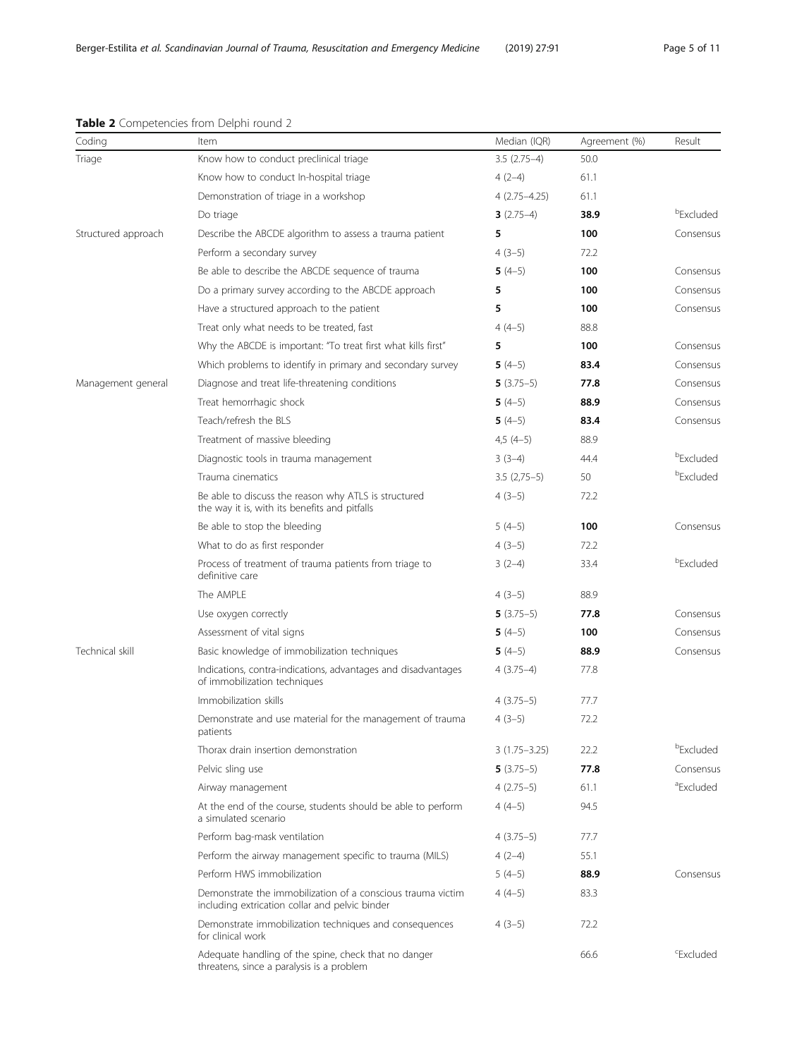**Table 2** Competencies from Delphi round 2

| Coding | Item | Median (IQR) | Agreement (%) | Result |
|---|---|---|---|---|
| Triage | Know how to conduct preclinical triage | 3.5 (2.75–4) | 50.0 | |
| | Know how to conduct In-hospital triage | 4 (2–4) | 61.1 | |
| | Demonstration of triage in a workshop | 4 (2.75–4.25) | 61.1 | |
| | Do triage | **3** (2.75–4) | **38.9** | [b]Excluded |
| Structured approach | Describe the ABCDE algorithm to assess a trauma patient | **5** | **100** | Consensus |
| | Perform a secondary survey | 4 (3–5) | 72.2 | |
| | Be able to describe the ABCDE sequence of trauma | **5** (4–5) | **100** | Consensus |
| | Do a primary survey according to the ABCDE approach | **5** | **100** | Consensus |
| | Have a structured approach to the patient | **5** | **100** | Consensus |
| | Treat only what needs to be treated, fast | 4 (4–5) | 88.8 | |
| | Why the ABCDE is important: "To treat first what kills first" | **5** | **100** | Consensus |
| | Which problems to identify in primary and secondary survey | **5** (4–5) | **83.4** | Consensus |
| Management general | Diagnose and treat life-threatening conditions | **5** (3.75–5) | **77.8** | Consensus |
| | Treat hemorrhagic shock | **5** (4–5) | **88.9** | Consensus |
| | Teach/refresh the BLS | **5** (4–5) | **83.4** | Consensus |
| | Treatment of massive bleeding | 4,5 (4–5) | 88.9 | |
| | Diagnostic tools in trauma management | 3 (3–4) | 44.4 | [b]Excluded |
| | Trauma cinematics | 3.5 (2,75–5) | 50 | [b]Excluded |
| | Be able to discuss the reason why ATLS is structured the way it is, with its benefits and pitfalls | 4 (3–5) | 72.2 | |
| | Be able to stop the bleeding | 5 (4–5) | **100** | Consensus |
| | What to do as first responder | 4 (3–5) | 72.2 | |
| | Process of treatment of trauma patients from triage to definitive care | 3 (2–4) | 33.4 | [b]Excluded |
| | The AMPLE | 4 (3–5) | 88.9 | |
| | Use oxygen correctly | **5** (3.75–5) | **77.8** | Consensus |
| | Assessment of vital signs | **5** (4–5) | **100** | Consensus |
| Technical skill | Basic knowledge of immobilization techniques | **5** (4–5) | **88.9** | Consensus |
| | Indications, contra-indications, advantages and disadvantages of immobilization techniques | 4 (3.75–4) | 77.8 | |
| | Immobilization skills | 4 (3.75–5) | 77.7 | |
| | Demonstrate and use material for the management of trauma patients | 4 (3–5) | 72.2 | |
| | Thorax drain insertion demonstration | 3 (1.75–3.25) | 22.2 | [b]Excluded |
| | Pelvic sling use | **5** (3.75–5) | **77.8** | Consensus |
| | Airway management | 4 (2.75–5) | 61.1 | [a]Excluded |
| | At the end of the course, students should be able to perform a simulated scenario | 4 (4–5) | 94.5 | |
| | Perform bag-mask ventilation | 4 (3.75–5) | 77.7 | |
| | Perform the airway management specific to trauma (MILS) | 4 (2–4) | 55.1 | |
| | Perform HWS immobilization | 5 (4–5) | **88.9** | Consensus |
| | Demonstrate the immobilization of a conscious trauma victim including extrication collar and pelvic binder | 4 (4–5) | 83.3 | |
| | Demonstrate immobilization techniques and consequences for clinical work | 4 (3–5) | 72.2 | |
| | Adequate handling of the spine, check that no danger threatens, since a paralysis is a problem | | 66.6 | [c]Excluded |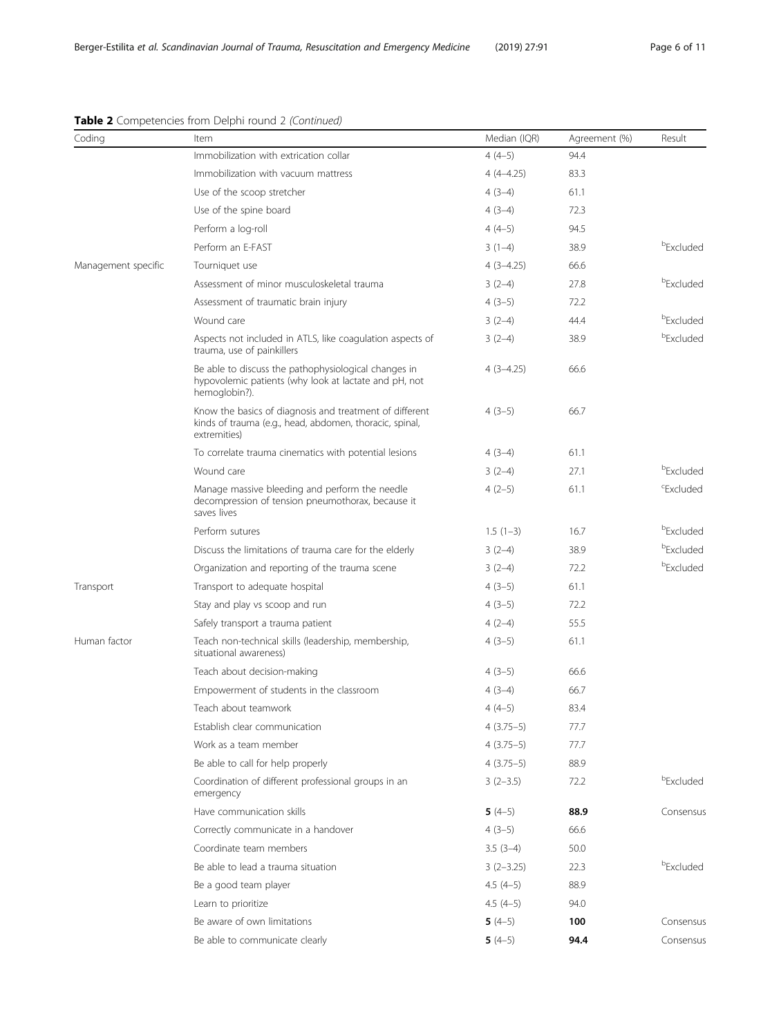**Table 2** Competencies from Delphi round 2 *(Continued)*

| Coding | Item | Median (IQR) | Agreement (%) | Result |
|---|---|---|---|---|
| | Immobilization with extrication collar | 4 (4–5) | 94.4 | |
| | Immobilization with vacuum mattress | 4 (4–4.25) | 83.3 | |
| | Use of the scoop stretcher | 4 (3–4) | 61.1 | |
| | Use of the spine board | 4 (3–4) | 72.3 | |
| | Perform a log-roll | 4 (4–5) | 94.5 | |
| | Perform an E-FAST | 3 (1–4) | 38.9 | [b]Excluded |
| Management specific | Tourniquet use | 4 (3–4.25) | 66.6 | |
| | Assessment of minor musculoskeletal trauma | 3 (2–4) | 27.8 | [b]Excluded |
| | Assessment of traumatic brain injury | 4 (3–5) | 72.2 | |
| | Wound care | 3 (2–4) | 44.4 | [b]Excluded |
| | Aspects not included in ATLS, like coagulation aspects of trauma, use of painkillers | 3 (2–4) | 38.9 | [b]Excluded |
| | Be able to discuss the pathophysiological changes in hypovolemic patients (why look at lactate and pH, not hemoglobin?). | 4 (3–4.25) | 66.6 | |
| | Know the basics of diagnosis and treatment of different kinds of trauma (e.g., head, abdomen, thoracic, spinal, extremities) | 4 (3–5) | 66.7 | |
| | To correlate trauma cinematics with potential lesions | 4 (3–4) | 61.1 | |
| | Wound care | 3 (2–4) | 27.1 | [b]Excluded |
| | Manage massive bleeding and perform the needle decompression of tension pneumothorax, because it saves lives | 4 (2–5) | 61.1 | [c]Excluded |
| | Perform sutures | 1.5 (1–3) | 16.7 | [b]Excluded |
| | Discuss the limitations of trauma care for the elderly | 3 (2–4) | 38.9 | [b]Excluded |
| | Organization and reporting of the trauma scene | 3 (2–4) | 72.2 | [b]Excluded |
| Transport | Transport to adequate hospital | 4 (3–5) | 61.1 | |
| | Stay and play vs scoop and run | 4 (3–5) | 72.2 | |
| | Safely transport a trauma patient | 4 (2–4) | 55.5 | |
| Human factor | Teach non-technical skills (leadership, membership, situational awareness) | 4 (3–5) | 61.1 | |
| | Teach about decision-making | 4 (3–5) | 66.6 | |
| | Empowerment of students in the classroom | 4 (3–4) | 66.7 | |
| | Teach about teamwork | 4 (4–5) | 83.4 | |
| | Establish clear communication | 4 (3.75–5) | 77.7 | |
| | Work as a team member | 4 (3.75–5) | 77.7 | |
| | Be able to call for help properly | 4 (3.75–5) | 88.9 | |
| | Coordination of different professional groups in an emergency | 3 (2–3.5) | 72.2 | [b]Excluded |
| | Have communication skills | **5** (4–5) | **88.9** | Consensus |
| | Correctly communicate in a handover | 4 (3–5) | 66.6 | |
| | Coordinate team members | 3.5 (3–4) | 50.0 | |
| | Be able to lead a trauma situation | 3 (2–3.25) | 22.3 | [b]Excluded |
| | Be a good team player | 4.5 (4–5) | 88.9 | |
| | Learn to prioritize | 4.5 (4–5) | 94.0 | |
| | Be aware of own limitations | **5** (4–5) | **100** | Consensus |
| | Be able to communicate clearly | **5** (4–5) | **94.4** | Consensus |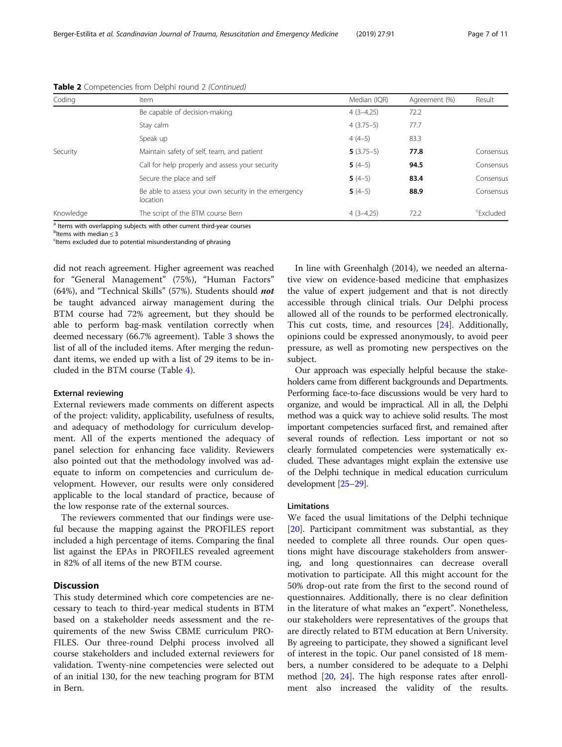**Table 2** Competencies from Delphi round 2 *(Continued)*

| Coding | Item | Median (IQR) | Agreement (%) | Result |
|---|---|---|---|---|
| | Be capable of decision-making | 4 (3–4.25) | 72.2 | |
| | Stay calm | 4 (3.75–5) | 77.7 | |
| | Speak up | 4 (4–5) | 83.3 | |
| Security | Maintain safety of self, team, and patient | **5** (3.75–5) | **77.8** | Consensus |
| | Call for help properly and assess your security | **5** (4–5) | **94.5** | Consensus |
| | Secure the place and self | **5** (4–5) | **83.4** | Consensus |
| | Be able to assess your own security in the emergency location | **5** (4–5) | **88.9** | Consensus |
| Knowledge | The script of the BTM course Bern | 4 (3–4.25) | 72.2 | [c]Excluded |

[a] Items with overlapping subjects with other current third-year courses
[b] Items with median ≤ 3
[c] Items excluded due to potential misunderstanding of phrasing

did not reach agreement. Higher agreement was reached for "General Management" (75%), "Human Factors" (64%), and "Technical Skills" (57%). Students should ***not*** be taught advanced airway management during the BTM course had 72% agreement, but they should be able to perform bag-mask ventilation correctly when deemed necessary (66.7% agreement). Table 3 shows the list of all of the included items. After merging the redundant items, we ended up with a list of 29 items to be included in the BTM course (Table 4).

### External reviewing

External reviewers made comments on different aspects of the project: validity, applicability, usefulness of results, and adequacy of methodology for curriculum development. All of the experts mentioned the adequacy of panel selection for enhancing face validity. Reviewers also pointed out that the methodology involved was adequate to inform on competencies and curriculum development. However, our results were only considered applicable to the local standard of practice, because of the low response rate of the external sources.

The reviewers commented that our findings were useful because the mapping against the PROFILES report included a high percentage of items. Comparing the final list against the EPAs in PROFILES revealed agreement in 82% of all items of the new BTM course.

## Discussion

This study determined which core competencies are necessary to teach to third-year medical students in BTM based on a stakeholder needs assessment and the requirements of the new Swiss CBME curriculum PROFILES. Our three-round Delphi process involved all course stakeholders and included external reviewers for validation. Twenty-nine competencies were selected out of an initial 130, for the new teaching program for BTM in Bern.

In line with Greenhalgh (2014), we needed an alternative view on evidence-based medicine that emphasizes the value of expert judgement and that is not directly accessible through clinical trials. Our Delphi process allowed all of the rounds to be performed electronically. This cut costs, time, and resources [24]. Additionally, opinions could be expressed anonymously, to avoid peer pressure, as well as promoting new perspectives on the subject.

Our approach was especially helpful because the stakeholders came from different backgrounds and Departments. Performing face-to-face discussions would be very hard to organize, and would be impractical. All in all, the Delphi method was a quick way to achieve solid results. The most important competencies surfaced first, and remained after several rounds of reflection. Less important or not so clearly formulated competencies were systematically excluded. These advantages might explain the extensive use of the Delphi technique in medical education curriculum development [25–29].

### Limitations

We faced the usual limitations of the Delphi technique [20]. Participant commitment was substantial, as they needed to complete all three rounds. Our open questions might have discourage stakeholders from answering, and long questionnaires can decrease overall motivation to participate. All this might account for the 50% drop-out rate from the first to the second round of questionnaires. Additionally, there is no clear definition in the literature of what makes an "expert". Nonetheless, our stakeholders were representatives of the groups that are directly related to BTM education at Bern University. By agreeing to participate, they showed a significant level of interest in the topic. Our panel consisted of 18 members, a number considered to be adequate to a Delphi method [20, 24]. The high response rates after enrollment also increased the validity of the results.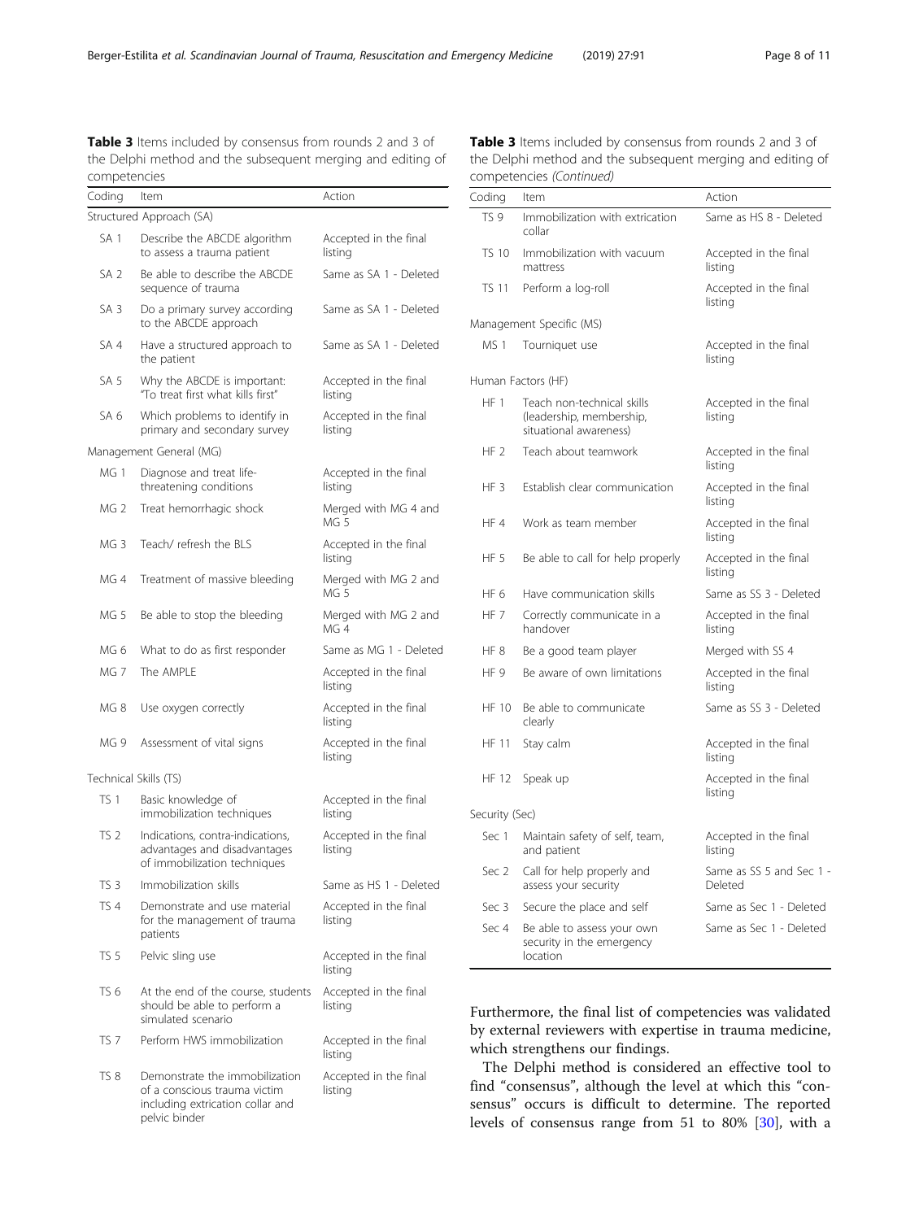**Table 3** Items included by consensus from rounds 2 and 3 of the Delphi method and the subsequent merging and editing of competencies

| Coding | Item | Action |
|---|---|---|
| Structured Approach (SA) | | |
| SA 1 | Describe the ABCDE algorithm to assess a trauma patient | Accepted in the final listing |
| SA 2 | Be able to describe the ABCDE sequence of trauma | Same as SA 1 - Deleted |
| SA 3 | Do a primary survey according to the ABCDE approach | Same as SA 1 - Deleted |
| SA 4 | Have a structured approach to the patient | Same as SA 1 - Deleted |
| SA 5 | Why the ABCDE is important: "To treat first what kills first" | Accepted in the final listing |
| SA 6 | Which problems to identify in primary and secondary survey | Accepted in the final listing |
| Management General (MG) | | |
| MG 1 | Diagnose and treat life-threatening conditions | Accepted in the final listing |
| MG 2 | Treat hemorrhagic shock | Merged with MG 4 and MG 5 |
| MG 3 | Teach/ refresh the BLS | Accepted in the final listing |
| MG 4 | Treatment of massive bleeding | Merged with MG 2 and MG 5 |
| MG 5 | Be able to stop the bleeding | Merged with MG 2 and MG 4 |
| MG 6 | What to do as first responder | Same as MG 1 - Deleted |
| MG 7 | The AMPLE | Accepted in the final listing |
| MG 8 | Use oxygen correctly | Accepted in the final listing |
| MG 9 | Assessment of vital signs | Accepted in the final listing |
| Technical Skills (TS) | | |
| TS 1 | Basic knowledge of immobilization techniques | Accepted in the final listing |
| TS 2 | Indications, contra-indications, advantages and disadvantages of immobilization techniques | Accepted in the final listing |
| TS 3 | Immobilization skills | Same as HS 1 - Deleted |
| TS 4 | Demonstrate and use material for the management of trauma patients | Accepted in the final listing |
| TS 5 | Pelvic sling use | Accepted in the final listing |
| TS 6 | At the end of the course, students should be able to perform a simulated scenario | Accepted in the final listing |
| TS 7 | Perform HWS immobilization | Accepted in the final listing |
| TS 8 | Demonstrate the immobilization of a conscious trauma victim including extrication collar and pelvic binder | Accepted in the final listing |
| TS 9 | Immobilization with extrication collar | Same as HS 8 - Deleted |
| TS 10 | Immobilization with vacuum mattress | Accepted in the final listing |
| TS 11 | Perform a log-roll | Accepted in the final listing |
| Management Specific (MS) | | |
| MS 1 | Tourniquet use | Accepted in the final listing |
| Human Factors (HF) | | |
| HF 1 | Teach non-technical skills (leadership, membership, situational awareness) | Accepted in the final listing |
| HF 2 | Teach about teamwork | Accepted in the final listing |
| HF 3 | Establish clear communication | Accepted in the final listing |
| HF 4 | Work as team member | Accepted in the final listing |
| HF 5 | Be able to call for help properly | Accepted in the final listing |
| HF 6 | Have communication skills | Same as SS 3 - Deleted |
| HF 7 | Correctly communicate in a handover | Accepted in the final listing |
| HF 8 | Be a good team player | Merged with SS 4 |
| HF 9 | Be aware of own limitations | Accepted in the final listing |
| HF 10 | Be able to communicate clearly | Same as SS 3 - Deleted |
| HF 11 | Stay calm | Accepted in the final listing |
| HF 12 | Speak up | Accepted in the final listing |
| Security (Sec) | | |
| Sec 1 | Maintain safety of self, team, and patient | Accepted in the final listing |
| Sec 2 | Call for help properly and assess your security | Same as SS 5 and Sec 1 - Deleted |
| Sec 3 | Secure the place and self | Same as Sec 1 - Deleted |
| Sec 4 | Be able to assess your own security in the emergency location | Same as Sec 1 - Deleted |

Furthermore, the final list of competencies was validated by external reviewers with expertise in trauma medicine, which strengthens our findings.

The Delphi method is considered an effective tool to find "consensus", although the level at which this "consensus" occurs is difficult to determine. The reported levels of consensus range from 51 to 80% [30], with a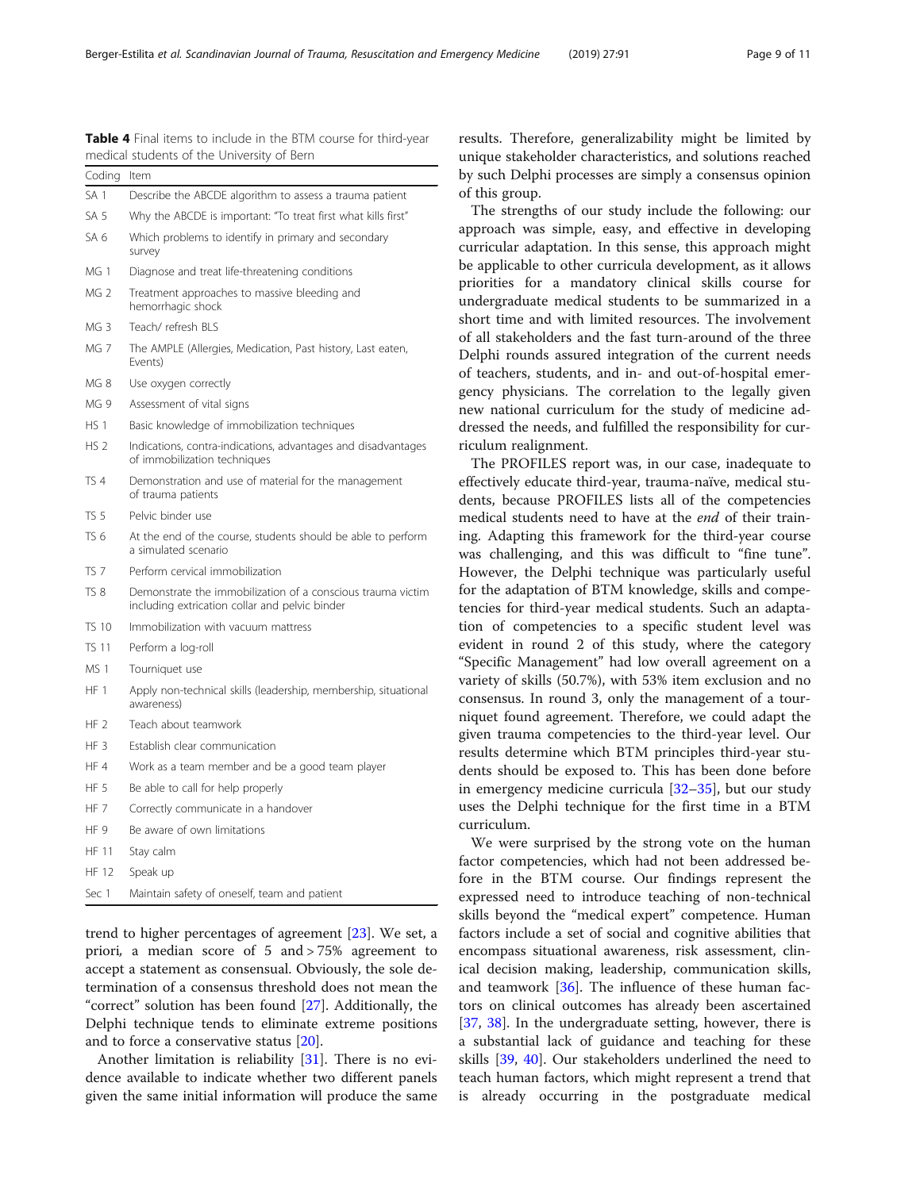**Table 4** Final items to include in the BTM course for third-year medical students of the University of Bern

| Coding | Item |
|---|---|
| SA 1 | Describe the ABCDE algorithm to assess a trauma patient |
| SA 5 | Why the ABCDE is important: "To treat first what kills first" |
| SA 6 | Which problems to identify in primary and secondary survey |
| MG 1 | Diagnose and treat life-threatening conditions |
| MG 2 | Treatment approaches to massive bleeding and hemorrhagic shock |
| MG 3 | Teach/ refresh BLS |
| MG 7 | The AMPLE (Allergies, Medication, Past history, Last eaten, Events) |
| MG 8 | Use oxygen correctly |
| MG 9 | Assessment of vital signs |
| HS 1 | Basic knowledge of immobilization techniques |
| HS 2 | Indications, contra-indications, advantages and disadvantages of immobilization techniques |
| TS 4 | Demonstration and use of material for the management of trauma patients |
| TS 5 | Pelvic binder use |
| TS 6 | At the end of the course, students should be able to perform a simulated scenario |
| TS 7 | Perform cervical immobilization |
| TS 8 | Demonstrate the immobilization of a conscious trauma victim including extrication collar and pelvic binder |
| TS 10 | Immobilization with vacuum mattress |
| TS 11 | Perform a log-roll |
| MS 1 | Tourniquet use |
| HF 1 | Apply non-technical skills (leadership, membership, situational awareness) |
| HF 2 | Teach about teamwork |
| HF 3 | Establish clear communication |
| HF 4 | Work as a team member and be a good team player |
| HF 5 | Be able to call for help properly |
| HF 7 | Correctly communicate in a handover |
| HF 9 | Be aware of own limitations |
| HF 11 | Stay calm |
| HF 12 | Speak up |
| Sec 1 | Maintain safety of oneself, team and patient |

trend to higher percentages of agreement [23]. We set, a priori, a median score of 5 and > 75% agreement to accept a statement as consensual. Obviously, the sole determination of a consensus threshold does not mean the "correct" solution has been found [27]. Additionally, the Delphi technique tends to eliminate extreme positions and to force a conservative status [20].

Another limitation is reliability [31]. There is no evidence available to indicate whether two different panels given the same initial information will produce the same results. Therefore, generalizability might be limited by unique stakeholder characteristics, and solutions reached by such Delphi processes are simply a consensus opinion of this group.

The strengths of our study include the following: our approach was simple, easy, and effective in developing curricular adaptation. In this sense, this approach might be applicable to other curricula development, as it allows priorities for a mandatory clinical skills course for undergraduate medical students to be summarized in a short time and with limited resources. The involvement of all stakeholders and the fast turn-around of the three Delphi rounds assured integration of the current needs of teachers, students, and in- and out-of-hospital emergency physicians. The correlation to the legally given new national curriculum for the study of medicine addressed the needs, and fulfilled the responsibility for curriculum realignment.

The PROFILES report was, in our case, inadequate to effectively educate third-year, trauma-naïve, medical students, because PROFILES lists all of the competencies medical students need to have at the *end* of their training. Adapting this framework for the third-year course was challenging, and this was difficult to "fine tune". However, the Delphi technique was particularly useful for the adaptation of BTM knowledge, skills and competencies for third-year medical students. Such an adaptation of competencies to a specific student level was evident in round 2 of this study, where the category "Specific Management" had low overall agreement on a variety of skills (50.7%), with 53% item exclusion and no consensus. In round 3, only the management of a tourniquet found agreement. Therefore, we could adapt the given trauma competencies to the third-year level. Our results determine which BTM principles third-year students should be exposed to. This has been done before in emergency medicine curricula [32–35], but our study uses the Delphi technique for the first time in a BTM curriculum.

We were surprised by the strong vote on the human factor competencies, which had not been addressed before in the BTM course. Our findings represent the expressed need to introduce teaching of non-technical skills beyond the "medical expert" competence. Human factors include a set of social and cognitive abilities that encompass situational awareness, risk assessment, clinical decision making, leadership, communication skills, and teamwork [36]. The influence of these human factors on clinical outcomes has already been ascertained [37, 38]. In the undergraduate setting, however, there is a substantial lack of guidance and teaching for these skills [39, 40]. Our stakeholders underlined the need to teach human factors, which might represent a trend that is already occurring in the postgraduate medical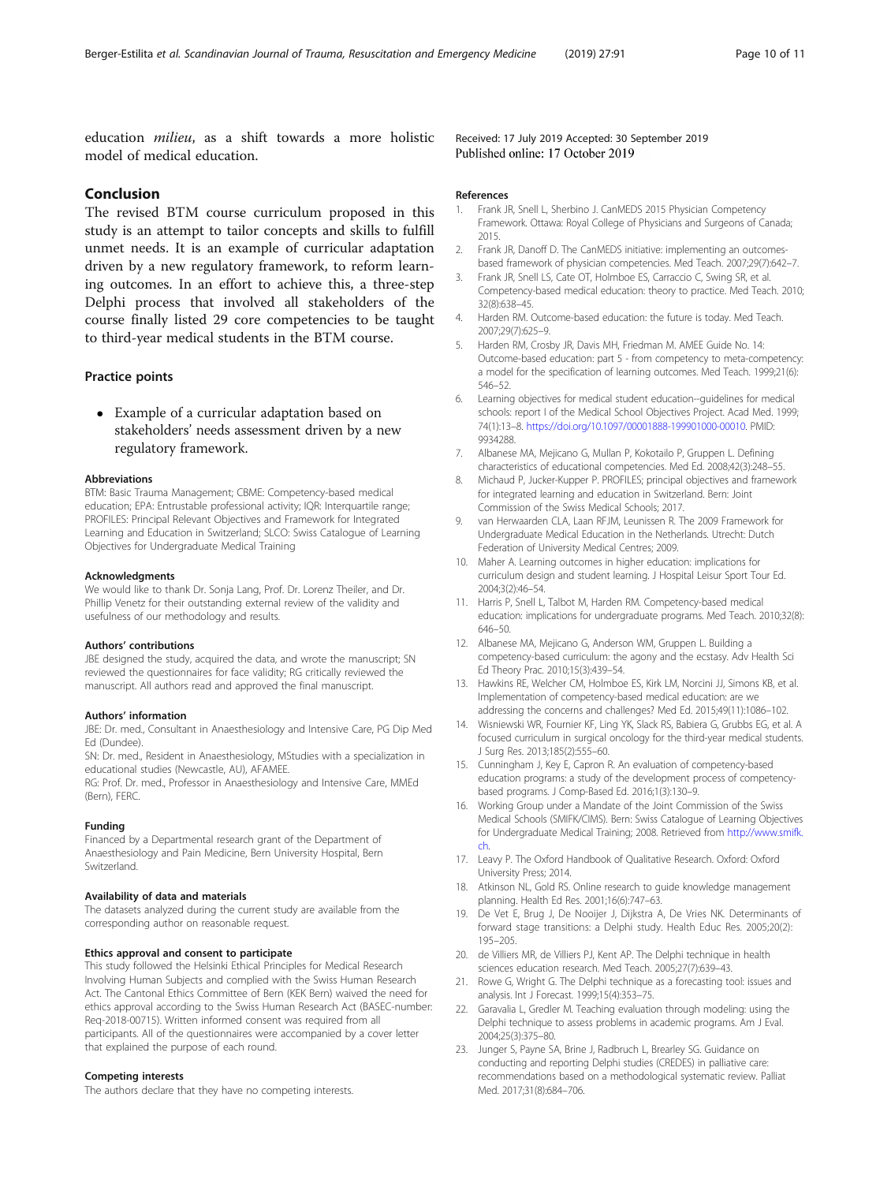education *milieu*, as a shift towards a more holistic model of medical education.

## Conclusion

The revised BTM course curriculum proposed in this study is an attempt to tailor concepts and skills to fulfill unmet needs. It is an example of curricular adaptation driven by a new regulatory framework, to reform learning outcomes. In an effort to achieve this, a three-step Delphi process that involved all stakeholders of the course finally listed 29 core competencies to be taught to third-year medical students in the BTM course.

### Practice points

- Example of a curricular adaptation based on stakeholders' needs assessment driven by a new regulatory framework.

#### Abbreviations

BTM: Basic Trauma Management; CBME: Competency-based medical education; EPA: Entrustable professional activity; IQR: Interquartile range; PROFILES: Principal Relevant Objectives and Framework for Integrated Learning and Education in Switzerland; SLCO: Swiss Catalogue of Learning Objectives for Undergraduate Medical Training

#### Acknowledgments

We would like to thank Dr. Sonja Lang, Prof. Dr. Lorenz Theiler, and Dr. Phillip Venetz for their outstanding external review of the validity and usefulness of our methodology and results.

#### Authors' contributions

JBE designed the study, acquired the data, and wrote the manuscript; SN reviewed the questionnaires for face validity; RG critically reviewed the manuscript. All authors read and approved the final manuscript.

#### Authors' information

JBE: Dr. med., Consultant in Anaesthesiology and Intensive Care, PG Dip Med Ed (Dundee).

SN: Dr. med., Resident in Anaesthesiology, MStudies with a specialization in educational studies (Newcastle, AU), AFAMEE.

RG: Prof. Dr. med., Professor in Anaesthesiology and Intensive Care, MMEd (Bern), FERC.

#### Funding

Financed by a Departmental research grant of the Department of Anaesthesiology and Pain Medicine, Bern University Hospital, Bern Switzerland.

#### Availability of data and materials

The datasets analyzed during the current study are available from the corresponding author on reasonable request.

#### Ethics approval and consent to participate

This study followed the Helsinki Ethical Principles for Medical Research Involving Human Subjects and complied with the Swiss Human Research Act. The Cantonal Ethics Committee of Bern (KEK Bern) waived the need for ethics approval according to the Swiss Human Research Act (BASEC-number: Req-2018-00715). Written informed consent was required from all participants. All of the questionnaires were accompanied by a cover letter that explained the purpose of each round.

#### Competing interests

The authors declare that they have no competing interests.

Received: 17 July 2019 Accepted: 30 September 2019
Published online: 17 October 2019

#### References

1. Frank JR, Snell L, Sherbino J. CanMEDS 2015 Physician Competency Framework. Ottawa: Royal College of Physicians and Surgeons of Canada; 2015.
2. Frank JR, Danoff D. The CanMEDS initiative: implementing an outcomes-based framework of physician competencies. Med Teach. 2007;29(7):642–7.
3. Frank JR, Snell LS, Cate OT, Holmboe ES, Carraccio C, Swing SR, et al. Competency-based medical education: theory to practice. Med Teach. 2010; 32(8):638–45.
4. Harden RM. Outcome-based education: the future is today. Med Teach. 2007;29(7):625–9.
5. Harden RM, Crosby JR, Davis MH, Friedman M. AMEE Guide No. 14: Outcome-based education: part 5 - from competency to meta-competency: a model for the specification of learning outcomes. Med Teach. 1999;21(6): 546–52.
6. Learning objectives for medical student education--guidelines for medical schools: report I of the Medical School Objectives Project. Acad Med. 1999; 74(1):13–8. https://doi.org/10.1097/00001888-199901000-00010. PMID: 9934288.
7. Albanese MA, Mejicano G, Mullan P, Kokotailo P, Gruppen L. Defining characteristics of educational competencies. Med Ed. 2008;42(3):248–55.
8. Michaud P, Jucker-Kupper P. PROFILES; principal objectives and framework for integrated learning and education in Switzerland. Bern: Joint Commission of the Swiss Medical Schools; 2017.
9. van Herwaarden CLA, Laan RFJM, Leunissen R. The 2009 Framework for Undergraduate Medical Education in the Netherlands. Utrecht: Dutch Federation of University Medical Centres; 2009.
10. Maher A. Learning outcomes in higher education: implications for curriculum design and student learning. J Hospital Leisur Sport Tour Ed. 2004;3(2):46–54.
11. Harris P, Snell L, Talbot M, Harden RM. Competency-based medical education: implications for undergraduate programs. Med Teach. 2010;32(8): 646–50.
12. Albanese MA, Mejicano G, Anderson WM, Gruppen L. Building a competency-based curriculum: the agony and the ecstasy. Adv Health Sci Ed Theory Prac. 2010;15(3):439–54.
13. Hawkins RE, Welcher CM, Holmboe ES, Kirk LM, Norcini JJ, Simons KB, et al. Implementation of competency-based medical education: are we addressing the concerns and challenges? Med Ed. 2015;49(11):1086–102.
14. Wisniewski WR, Fournier KF, Ling YK, Slack RS, Babiera G, Grubbs EG, et al. A focused curriculum in surgical oncology for the third-year medical students. J Surg Res. 2013;185(2):555–60.
15. Cunningham J, Key E, Capron R. An evaluation of competency-based education programs: a study of the development process of competency-based programs. J Comp-Based Ed. 2016;1(3):130–9.
16. Working Group under a Mandate of the Joint Commission of the Swiss Medical Schools (SMIFK/CIMS). Bern: Swiss Catalogue of Learning Objectives for Undergraduate Medical Training; 2008. Retrieved from http://www.smifk.ch.
17. Leavy P. The Oxford Handbook of Qualitative Research. Oxford: Oxford University Press; 2014.
18. Atkinson NL, Gold RS. Online research to guide knowledge management planning. Health Ed Res. 2001;16(6):747–63.
19. De Vet E, Brug J, De Nooijer J, Dijkstra A, De Vries NK. Determinants of forward stage transitions: a Delphi study. Health Educ Res. 2005;20(2): 195–205.
20. de Villiers MR, de Villiers PJ, Kent AP. The Delphi technique in health sciences education research. Med Teach. 2005;27(7):639–43.
21. Rowe G, Wright G. The Delphi technique as a forecasting tool: issues and analysis. Int J Forecast. 1999;15(4):353–75.
22. Garavalia L, Gredler M. Teaching evaluation through modeling: using the Delphi technique to assess problems in academic programs. Am J Eval. 2004;25(3):375–80.
23. Junger S, Payne SA, Brine J, Radbruch L, Brearley SG. Guidance on conducting and reporting Delphi studies (CREDES) in palliative care: recommendations based on a methodological systematic review. Palliat Med. 2017;31(8):684–706.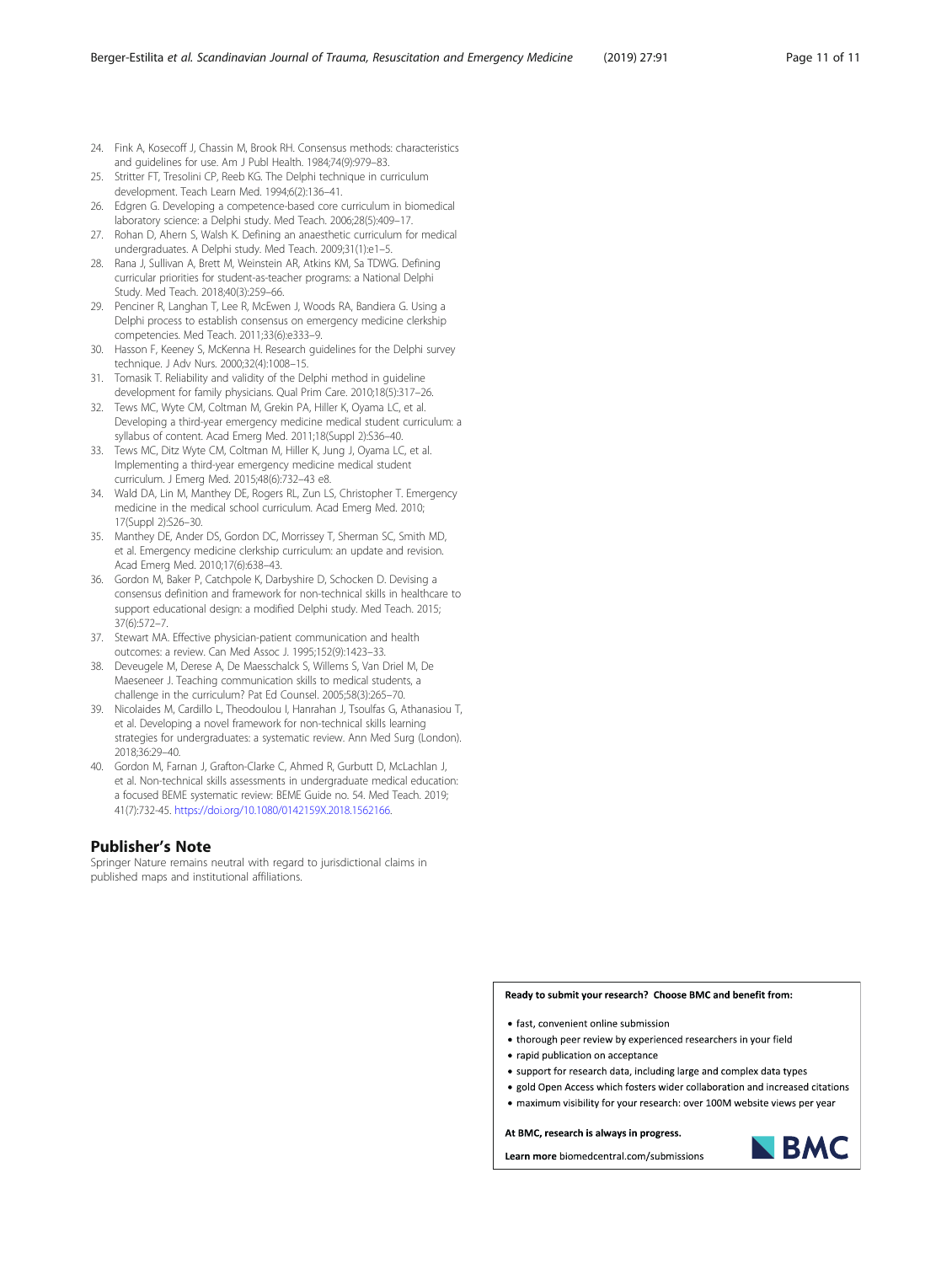24. Fink A, Kosecoff J, Chassin M, Brook RH. Consensus methods: characteristics and guidelines for use. Am J Publ Health. 1984;74(9):979–83.
25. Stritter FT, Tresolini CP, Reeb KG. The Delphi technique in curriculum development. Teach Learn Med. 1994;6(2):136–41.
26. Edgren G. Developing a competence-based core curriculum in biomedical laboratory science: a Delphi study. Med Teach. 2006;28(5):409–17.
27. Rohan D, Ahern S, Walsh K. Defining an anaesthetic curriculum for medical undergraduates. A Delphi study. Med Teach. 2009;31(1):e1–5.
28. Rana J, Sullivan A, Brett M, Weinstein AR, Atkins KM, Sa TDWG. Defining curricular priorities for student-as-teacher programs: a National Delphi Study. Med Teach. 2018;40(3):259–66.
29. Penciner R, Langhan T, Lee R, McEwen J, Woods RA, Bandiera G. Using a Delphi process to establish consensus on emergency medicine clerkship competencies. Med Teach. 2011;33(6):e333–9.
30. Hasson F, Keeney S, McKenna H. Research guidelines for the Delphi survey technique. J Adv Nurs. 2000;32(4):1008–15.
31. Tomasik T. Reliability and validity of the Delphi method in guideline development for family physicians. Qual Prim Care. 2010;18(5):317–26.
32. Tews MC, Wyte CM, Coltman M, Grekin PA, Hiller K, Oyama LC, et al. Developing a third-year emergency medicine medical student curriculum: a syllabus of content. Acad Emerg Med. 2011;18(Suppl 2):S36–40.
33. Tews MC, Ditz Wyte CM, Coltman M, Hiller K, Jung J, Oyama LC, et al. Implementing a third-year emergency medicine medical student curriculum. J Emerg Med. 2015;48(6):732–43 e8.
34. Wald DA, Lin M, Manthey DE, Rogers RL, Zun LS, Christopher T. Emergency medicine in the medical school curriculum. Acad Emerg Med. 2010; 17(Suppl 2):S26–30.
35. Manthey DE, Ander DS, Gordon DC, Morrissey T, Sherman SC, Smith MD, et al. Emergency medicine clerkship curriculum: an update and revision. Acad Emerg Med. 2010;17(6):638–43.
36. Gordon M, Baker P, Catchpole K, Darbyshire D, Schocken D. Devising a consensus definition and framework for non-technical skills in healthcare to support educational design: a modified Delphi study. Med Teach. 2015; 37(6):572–7.
37. Stewart MA. Effective physician-patient communication and health outcomes: a review. Can Med Assoc J. 1995;152(9):1423–33.
38. Deveugele M, Derese A, De Maesschalck S, Willems S, Van Driel M, De Maeseneer J. Teaching communication skills to medical students, a challenge in the curriculum? Pat Ed Counsel. 2005;58(3):265–70.
39. Nicolaides M, Cardillo L, Theodoulou I, Hanrahan J, Tsoulfas G, Athanasiou T, et al. Developing a novel framework for non-technical skills learning strategies for undergraduates: a systematic review. Ann Med Surg (London). 2018;36:29–40.
40. Gordon M, Farnan J, Grafton-Clarke C, Ahmed R, Gurbutt D, McLachlan J, et al. Non-technical skills assessments in undergraduate medical education: a focused BEME systematic review: BEME Guide no. 54. Med Teach. 2019; 41(7):732-45. https://doi.org/10.1080/0142159X.2018.1562166.

## Publisher's Note

Springer Nature remains neutral with regard to jurisdictional claims in published maps and institutional affiliations.

**Ready to submit your research? Choose BMC and benefit from:**

- fast, convenient online submission
- thorough peer review by experienced researchers in your field
- rapid publication on acceptance
- support for research data, including large and complex data types
- gold Open Access which fosters wider collaboration and increased citations
- maximum visibility for your research: over 100M website views per year

**At BMC, research is always in progress.**

**Learn more** biomedcentral.com/submissions

BMC